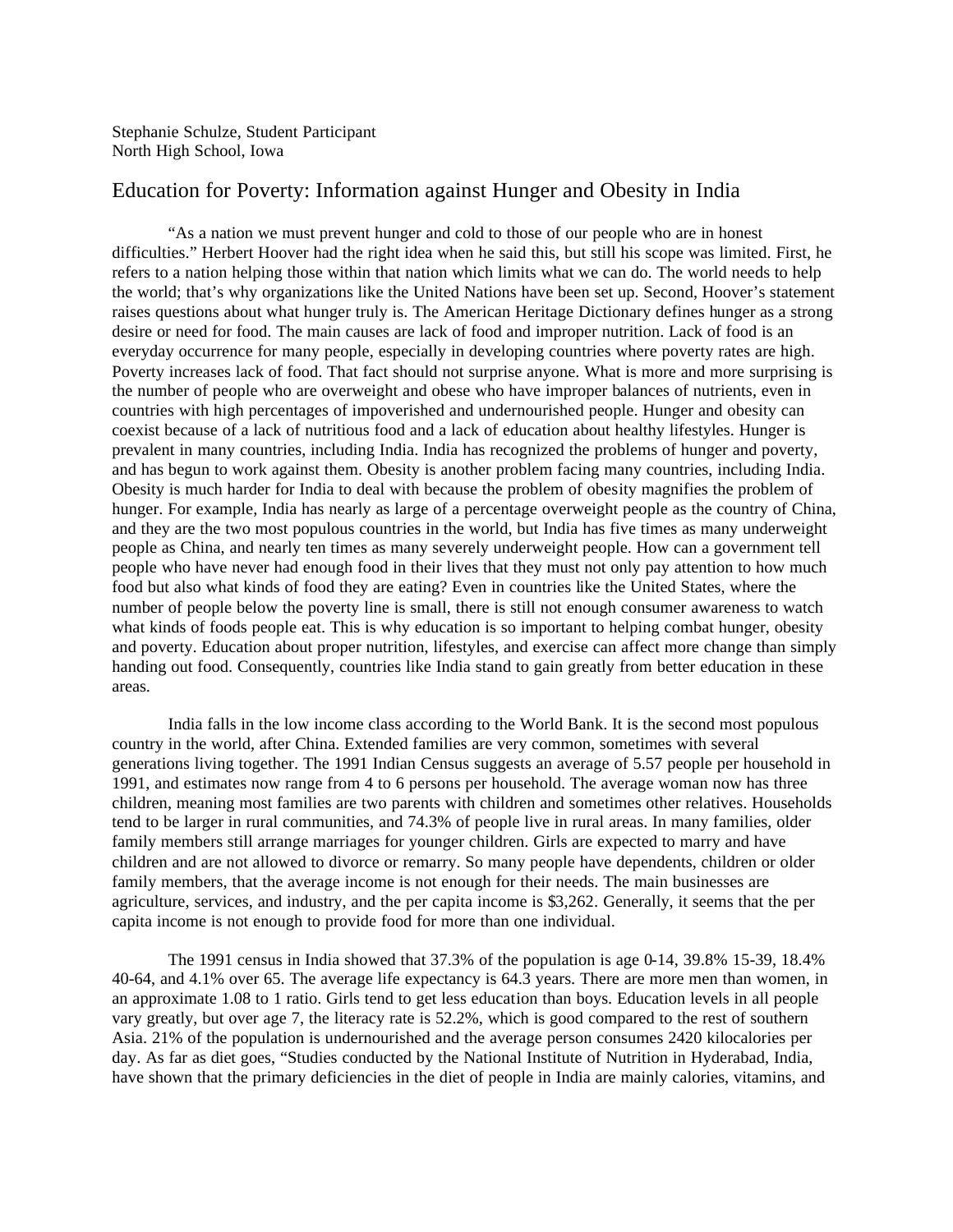Stephanie Schulze, Student Participant
North High School, Iowa

# Education for Poverty: Information against Hunger and Obesity in India

"As a nation we must prevent hunger and cold to those of our people who are in honest difficulties." Herbert Hoover had the right idea when he said this, but still his scope was limited. First, he refers to a nation helping those within that nation which limits what we can do. The world needs to help the world; that's why organizations like the United Nations have been set up. Second, Hoover's statement raises questions about what hunger truly is. The American Heritage Dictionary defines hunger as a strong desire or need for food. The main causes are lack of food and improper nutrition. Lack of food is an everyday occurrence for many people, especially in developing countries where poverty rates are high. Poverty increases lack of food. That fact should not surprise anyone. What is more and more surprising is the number of people who are overweight and obese who have improper balances of nutrients, even in countries with high percentages of impoverished and undernourished people. Hunger and obesity can coexist because of a lack of nutritious food and a lack of education about healthy lifestyles. Hunger is prevalent in many countries, including India. India has recognized the problems of hunger and poverty, and has begun to work against them. Obesity is another problem facing many countries, including India. Obesity is much harder for India to deal with because the problem of obesity magnifies the problem of hunger. For example, India has nearly as large of a percentage overweight people as the country of China, and they are the two most populous countries in the world, but India has five times as many underweight people as China, and nearly ten times as many severely underweight people. How can a government tell people who have never had enough food in their lives that they must not only pay attention to how much food but also what kinds of food they are eating? Even in countries like the United States, where the number of people below the poverty line is small, there is still not enough consumer awareness to watch what kinds of foods people eat. This is why education is so important to helping combat hunger, obesity and poverty. Education about proper nutrition, lifestyles, and exercise can affect more change than simply handing out food. Consequently, countries like India stand to gain greatly from better education in these areas.

India falls in the low income class according to the World Bank. It is the second most populous country in the world, after China. Extended families are very common, sometimes with several generations living together. The 1991 Indian Census suggests an average of 5.57 people per household in 1991, and estimates now range from 4 to 6 persons per household. The average woman now has three children, meaning most families are two parents with children and sometimes other relatives. Households tend to be larger in rural communities, and 74.3% of people live in rural areas. In many families, older family members still arrange marriages for younger children. Girls are expected to marry and have children and are not allowed to divorce or remarry. So many people have dependents, children or older family members, that the average income is not enough for their needs. The main businesses are agriculture, services, and industry, and the per capita income is $3,262. Generally, it seems that the per capita income is not enough to provide food for more than one individual.

The 1991 census in India showed that 37.3% of the population is age 0-14, 39.8% 15-39, 18.4% 40-64, and 4.1% over 65. The average life expectancy is 64.3 years. There are more men than women, in an approximate 1.08 to 1 ratio. Girls tend to get less education than boys. Education levels in all people vary greatly, but over age 7, the literacy rate is 52.2%, which is good compared to the rest of southern Asia. 21% of the population is undernourished and the average person consumes 2420 kilocalories per day. As far as diet goes, "Studies conducted by the National Institute of Nutrition in Hyderabad, India, have shown that the primary deficiencies in the diet of people in India are mainly calories, vitamins, and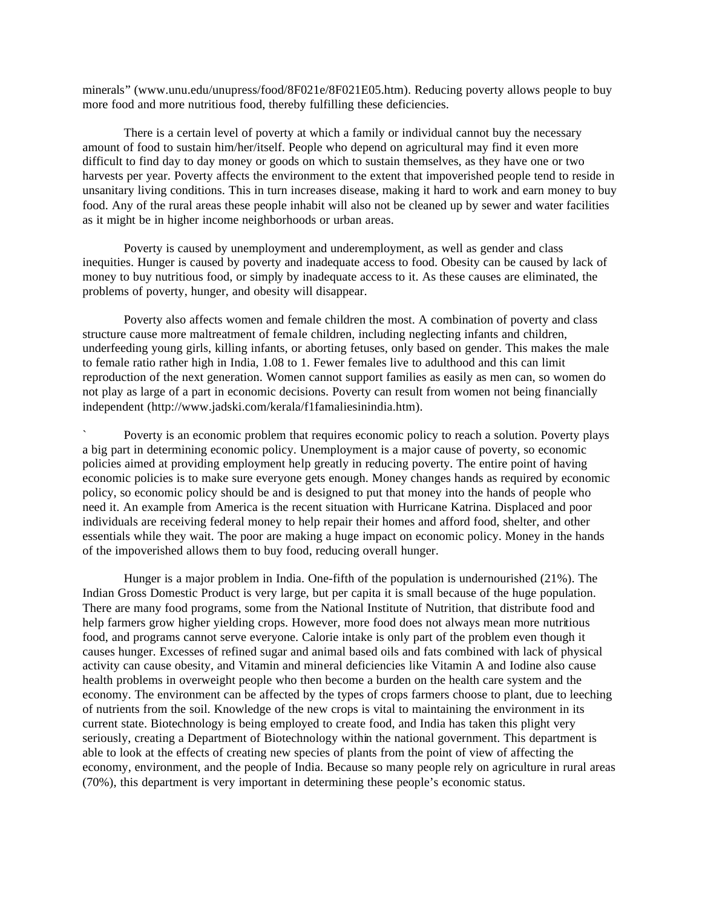minerals" (www.unu.edu/unupress/food/8F021e/8F021E05.htm). Reducing poverty allows people to buy more food and more nutritious food, thereby fulfilling these deficiencies.

There is a certain level of poverty at which a family or individual cannot buy the necessary amount of food to sustain him/her/itself. People who depend on agricultural may find it even more difficult to find day to day money or goods on which to sustain themselves, as they have one or two harvests per year. Poverty affects the environment to the extent that impoverished people tend to reside in unsanitary living conditions. This in turn increases disease, making it hard to work and earn money to buy food. Any of the rural areas these people inhabit will also not be cleaned up by sewer and water facilities as it might be in higher income neighborhoods or urban areas.

Poverty is caused by unemployment and underemployment, as well as gender and class inequities. Hunger is caused by poverty and inadequate access to food. Obesity can be caused by lack of money to buy nutritious food, or simply by inadequate access to it. As these causes are eliminated, the problems of poverty, hunger, and obesity will disappear.

Poverty also affects women and female children the most. A combination of poverty and class structure cause more maltreatment of female children, including neglecting infants and children, underfeeding young girls, killing infants, or aborting fetuses, only based on gender. This makes the male to female ratio rather high in India, 1.08 to 1. Fewer females live to adulthood and this can limit reproduction of the next generation. Women cannot support families as easily as men can, so women do not play as large of a part in economic decisions. Poverty can result from women not being financially independent (http://www.jadski.com/kerala/f1famaliesinindia.htm).

` Poverty is an economic problem that requires economic policy to reach a solution. Poverty plays a big part in determining economic policy. Unemployment is a major cause of poverty, so economic policies aimed at providing employment help greatly in reducing poverty. The entire point of having economic policies is to make sure everyone gets enough. Money changes hands as required by economic policy, so economic policy should be and is designed to put that money into the hands of people who need it. An example from America is the recent situation with Hurricane Katrina. Displaced and poor individuals are receiving federal money to help repair their homes and afford food, shelter, and other essentials while they wait. The poor are making a huge impact on economic policy. Money in the hands of the impoverished allows them to buy food, reducing overall hunger.

Hunger is a major problem in India. One-fifth of the population is undernourished (21%). The Indian Gross Domestic Product is very large, but per capita it is small because of the huge population. There are many food programs, some from the National Institute of Nutrition, that distribute food and help farmers grow higher yielding crops. However, more food does not always mean more nutritious food, and programs cannot serve everyone. Calorie intake is only part of the problem even though it causes hunger. Excesses of refined sugar and animal based oils and fats combined with lack of physical activity can cause obesity, and Vitamin and mineral deficiencies like Vitamin A and Iodine also cause health problems in overweight people who then become a burden on the health care system and the economy. The environment can be affected by the types of crops farmers choose to plant, due to leeching of nutrients from the soil. Knowledge of the new crops is vital to maintaining the environment in its current state. Biotechnology is being employed to create food, and India has taken this plight very seriously, creating a Department of Biotechnology within the national government. This department is able to look at the effects of creating new species of plants from the point of view of affecting the economy, environment, and the people of India. Because so many people rely on agriculture in rural areas (70%), this department is very important in determining these people's economic status.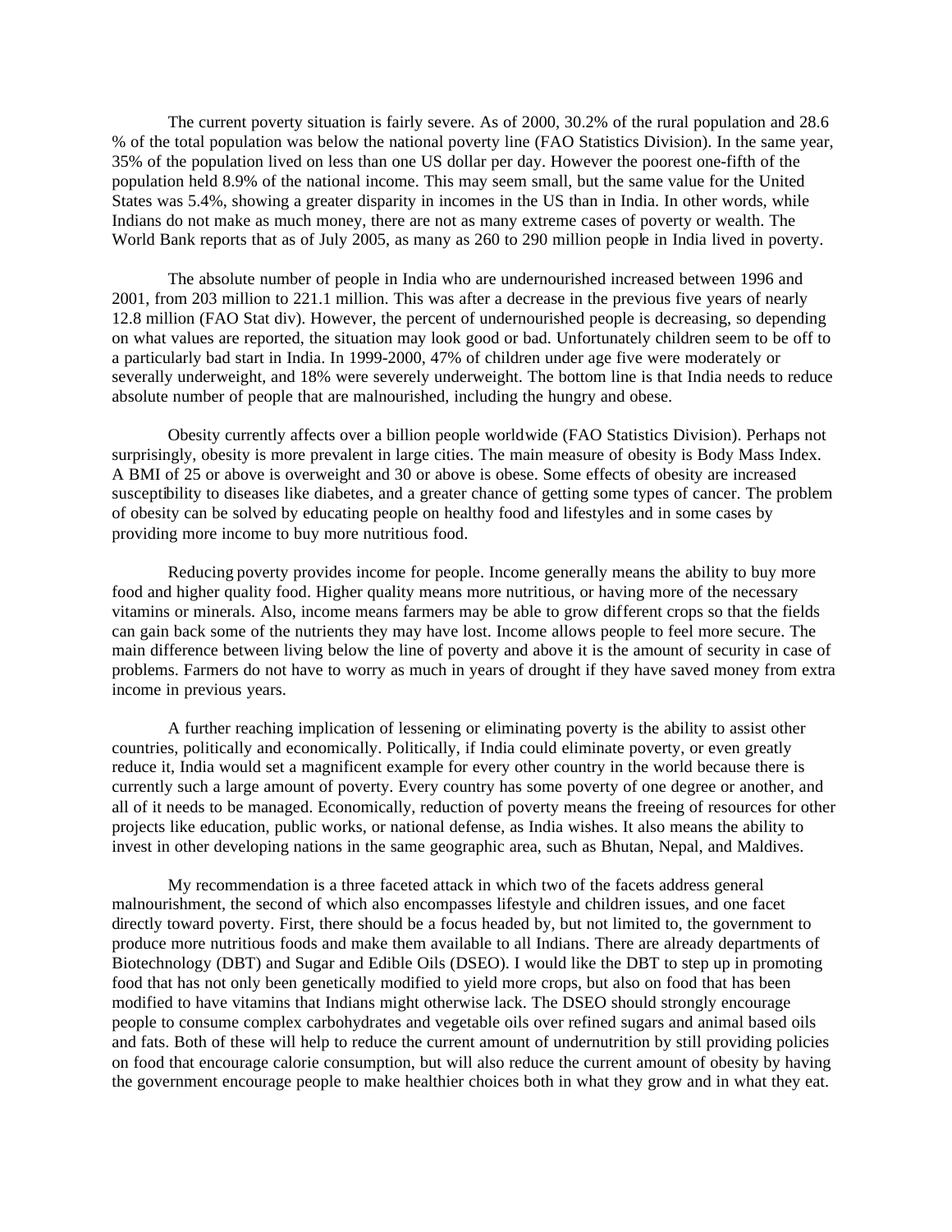The current poverty situation is fairly severe. As of 2000, 30.2% of the rural population and 28.6 % of the total population was below the national poverty line (FAO Statistics Division). In the same year, 35% of the population lived on less than one US dollar per day. However the poorest one-fifth of the population held 8.9% of the national income. This may seem small, but the same value for the United States was 5.4%, showing a greater disparity in incomes in the US than in India. In other words, while Indians do not make as much money, there are not as many extreme cases of poverty or wealth. The World Bank reports that as of July 2005, as many as 260 to 290 million people in India lived in poverty.

The absolute number of people in India who are undernourished increased between 1996 and 2001, from 203 million to 221.1 million. This was after a decrease in the previous five years of nearly 12.8 million (FAO Stat div). However, the percent of undernourished people is decreasing, so depending on what values are reported, the situation may look good or bad. Unfortunately children seem to be off to a particularly bad start in India. In 1999-2000, 47% of children under age five were moderately or severally underweight, and 18% were severely underweight. The bottom line is that India needs to reduce absolute number of people that are malnourished, including the hungry and obese.

Obesity currently affects over a billion people worldwide (FAO Statistics Division). Perhaps not surprisingly, obesity is more prevalent in large cities. The main measure of obesity is Body Mass Index. A BMI of 25 or above is overweight and 30 or above is obese. Some effects of obesity are increased susceptibility to diseases like diabetes, and a greater chance of getting some types of cancer. The problem of obesity can be solved by educating people on healthy food and lifestyles and in some cases by providing more income to buy more nutritious food.

Reducing poverty provides income for people. Income generally means the ability to buy more food and higher quality food. Higher quality means more nutritious, or having more of the necessary vitamins or minerals. Also, income means farmers may be able to grow different crops so that the fields can gain back some of the nutrients they may have lost. Income allows people to feel more secure. The main difference between living below the line of poverty and above it is the amount of security in case of problems. Farmers do not have to worry as much in years of drought if they have saved money from extra income in previous years.

A further reaching implication of lessening or eliminating poverty is the ability to assist other countries, politically and economically. Politically, if India could eliminate poverty, or even greatly reduce it, India would set a magnificent example for every other country in the world because there is currently such a large amount of poverty. Every country has some poverty of one degree or another, and all of it needs to be managed. Economically, reduction of poverty means the freeing of resources for other projects like education, public works, or national defense, as India wishes. It also means the ability to invest in other developing nations in the same geographic area, such as Bhutan, Nepal, and Maldives.

My recommendation is a three faceted attack in which two of the facets address general malnourishment, the second of which also encompasses lifestyle and children issues, and one facet directly toward poverty. First, there should be a focus headed by, but not limited to, the government to produce more nutritious foods and make them available to all Indians. There are already departments of Biotechnology (DBT) and Sugar and Edible Oils (DSEO). I would like the DBT to step up in promoting food that has not only been genetically modified to yield more crops, but also on food that has been modified to have vitamins that Indians might otherwise lack. The DSEO should strongly encourage people to consume complex carbohydrates and vegetable oils over refined sugars and animal based oils and fats. Both of these will help to reduce the current amount of undernutrition by still providing policies on food that encourage calorie consumption, but will also reduce the current amount of obesity by having the government encourage people to make healthier choices both in what they grow and in what they eat.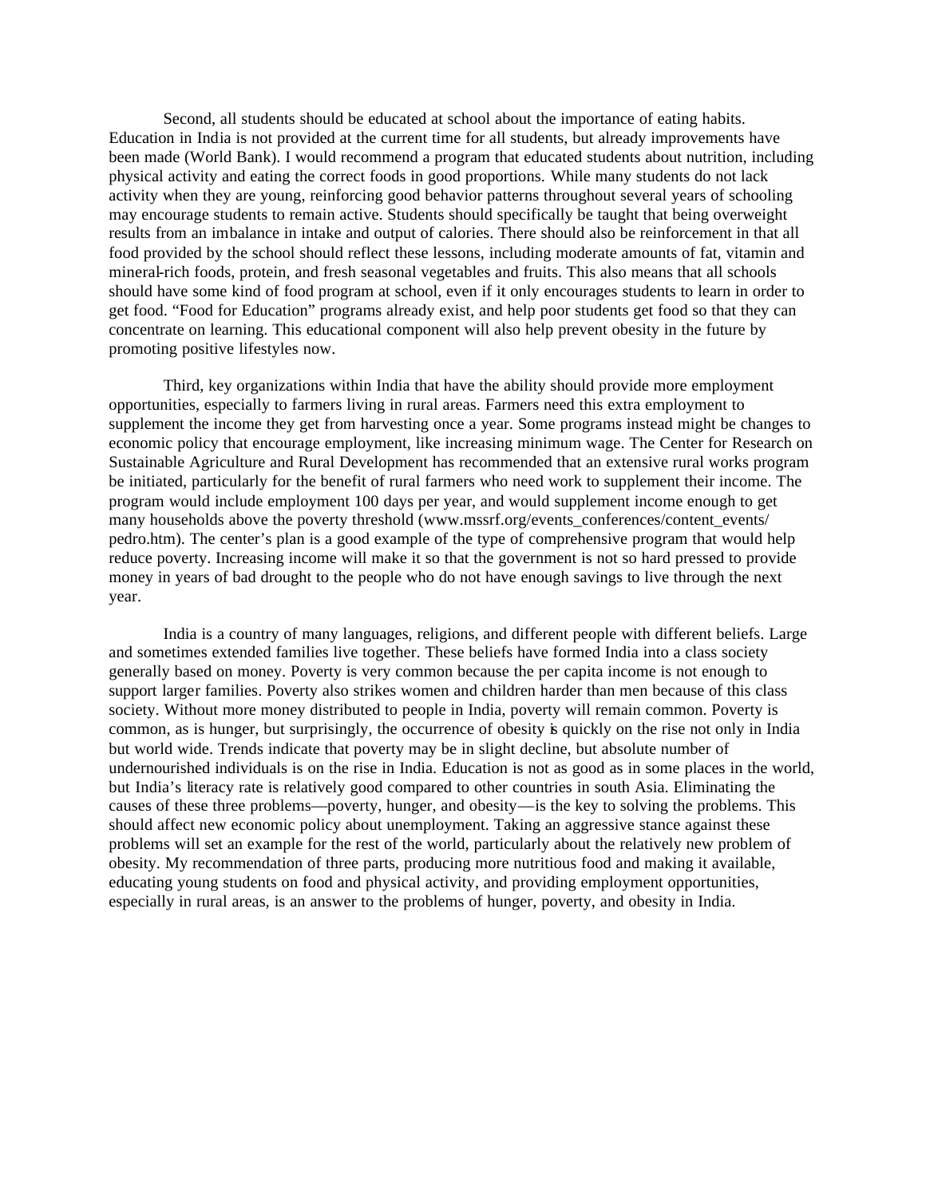Second, all students should be educated at school about the importance of eating habits. Education in India is not provided at the current time for all students, but already improvements have been made (World Bank). I would recommend a program that educated students about nutrition, including physical activity and eating the correct foods in good proportions. While many students do not lack activity when they are young, reinforcing good behavior patterns throughout several years of schooling may encourage students to remain active. Students should specifically be taught that being overweight results from an imbalance in intake and output of calories. There should also be reinforcement in that all food provided by the school should reflect these lessons, including moderate amounts of fat, vitamin and mineral-rich foods, protein, and fresh seasonal vegetables and fruits. This also means that all schools should have some kind of food program at school, even if it only encourages students to learn in order to get food. "Food for Education" programs already exist, and help poor students get food so that they can concentrate on learning. This educational component will also help prevent obesity in the future by promoting positive lifestyles now.

Third, key organizations within India that have the ability should provide more employment opportunities, especially to farmers living in rural areas. Farmers need this extra employment to supplement the income they get from harvesting once a year. Some programs instead might be changes to economic policy that encourage employment, like increasing minimum wage. The Center for Research on Sustainable Agriculture and Rural Development has recommended that an extensive rural works program be initiated, particularly for the benefit of rural farmers who need work to supplement their income. The program would include employment 100 days per year, and would supplement income enough to get many households above the poverty threshold (www.mssrf.org/events_conferences/content_events/pedro.htm). The center's plan is a good example of the type of comprehensive program that would help reduce poverty. Increasing income will make it so that the government is not so hard pressed to provide money in years of bad drought to the people who do not have enough savings to live through the next year.

India is a country of many languages, religions, and different people with different beliefs. Large and sometimes extended families live together. These beliefs have formed India into a class society generally based on money. Poverty is very common because the per capita income is not enough to support larger families. Poverty also strikes women and children harder than men because of this class society. Without more money distributed to people in India, poverty will remain common. Poverty is common, as is hunger, but surprisingly, the occurrence of obesity is quickly on the rise not only in India but world wide. Trends indicate that poverty may be in slight decline, but absolute number of undernourished individuals is on the rise in India. Education is not as good as in some places in the world, but India's literacy rate is relatively good compared to other countries in south Asia. Eliminating the causes of these three problems—poverty, hunger, and obesity—is the key to solving the problems. This should affect new economic policy about unemployment. Taking an aggressive stance against these problems will set an example for the rest of the world, particularly about the relatively new problem of obesity. My recommendation of three parts, producing more nutritious food and making it available, educating young students on food and physical activity, and providing employment opportunities, especially in rural areas, is an answer to the problems of hunger, poverty, and obesity in India.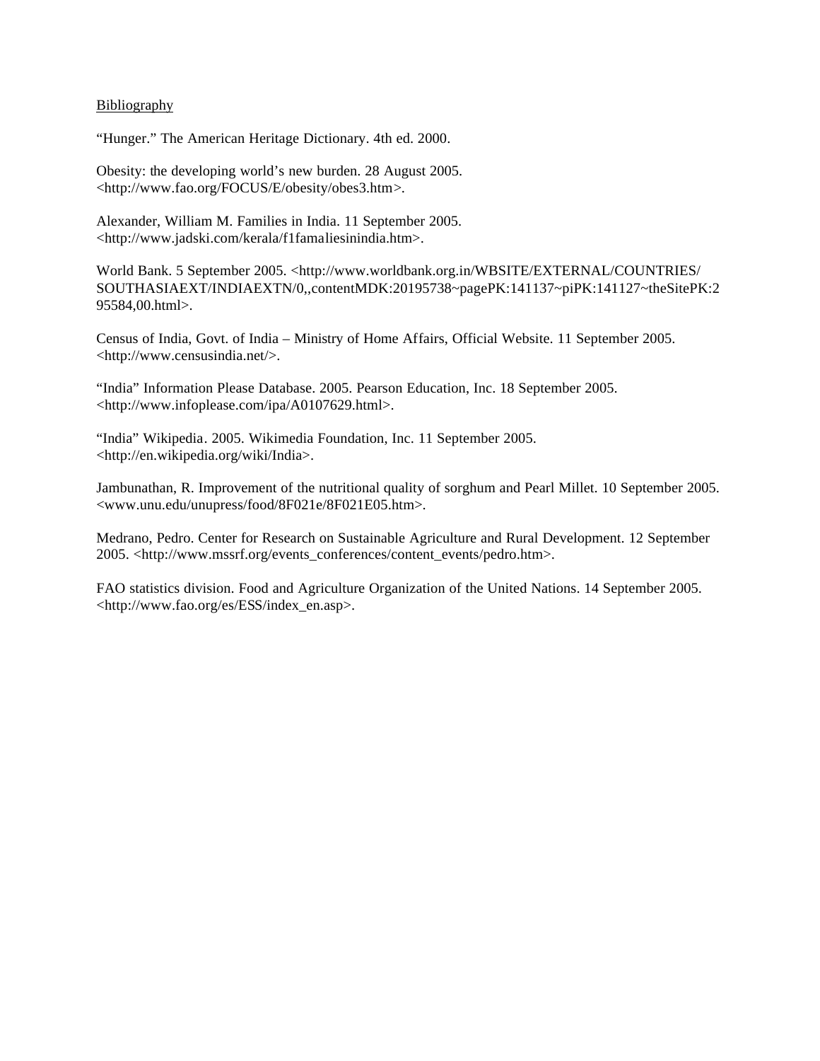Bibliography

"Hunger." The American Heritage Dictionary. 4th ed. 2000.

Obesity: the developing world's new burden. 28 August 2005.
<http://www.fao.org/FOCUS/E/obesity/obes3.htm>.

Alexander, William M. Families in India. 11 September 2005.
<http://www.jadski.com/kerala/f1famaliesinindia.htm>.

World Bank. 5 September 2005. <http://www.worldbank.org.in/WBSITE/EXTERNAL/COUNTRIES/SOUTHASIAEXT/INDIAEXTN/0,,contentMDK:20195738~pagePK:141137~piPK:141127~theSitePK:295584,00.html>.

Census of India, Govt. of India – Ministry of Home Affairs, Official Website. 11 September 2005.
<http://www.censusindia.net/>.

"India" Information Please Database. 2005. Pearson Education, Inc. 18 September 2005.
<http://www.infoplease.com/ipa/A0107629.html>.

"India" Wikipedia. 2005. Wikimedia Foundation, Inc. 11 September 2005.
<http://en.wikipedia.org/wiki/India>.

Jambunathan, R. Improvement of the nutritional quality of sorghum and Pearl Millet. 10 September 2005.
<www.unu.edu/unupress/food/8F021e/8F021E05.htm>.

Medrano, Pedro. Center for Research on Sustainable Agriculture and Rural Development. 12 September 2005. <http://www.mssrf.org/events_conferences/content_events/pedro.htm>.

FAO statistics division. Food and Agriculture Organization of the United Nations. 14 September 2005.
<http://www.fao.org/es/ESS/index_en.asp>.